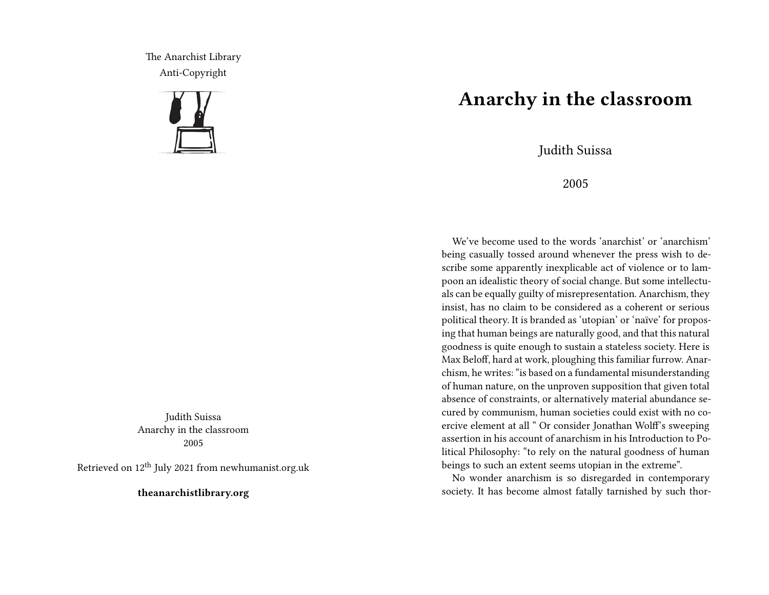The Anarchist Library
Anti-Copyright

Judith Suissa
Anarchy in the classroom
2005

Retrieved on 12th July 2021 from newhumanist.org.uk

**theanarchistlibrary.org**

# Anarchy in the classroom

Judith Suissa

2005

We've become used to the words 'anarchist' or 'anarchism' being casually tossed around whenever the press wish to describe some apparently inexplicable act of violence or to lampoon an idealistic theory of social change. But some intellectuals can be equally guilty of misrepresentation. Anarchism, they insist, has no claim to be considered as a coherent or serious political theory. It is branded as 'utopian' or 'naïve' for proposing that human beings are naturally good, and that this natural goodness is quite enough to sustain a stateless society. Here is Max Beloff, hard at work, ploughing this familiar furrow. Anarchism, he writes: "is based on a fundamental misunderstanding of human nature, on the unproven supposition that given total absence of constraints, or alternatively material abundance secured by communism, human societies could exist with no coercive element at all " Or consider Jonathan Wolff's sweeping assertion in his account of anarchism in his Introduction to Political Philosophy: "to rely on the natural goodness of human beings to such an extent seems utopian in the extreme".

No wonder anarchism is so disregarded in contemporary society. It has become almost fatally tarnished by such thor-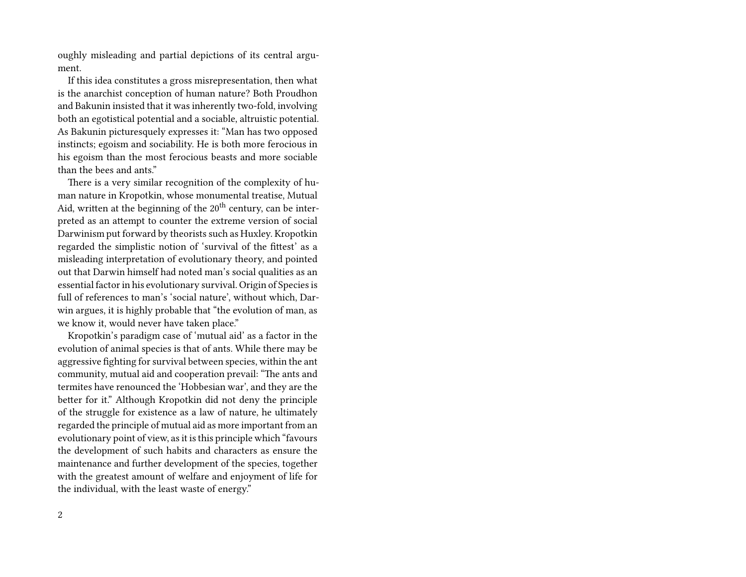oughly misleading and partial depictions of its central argument.

If this idea constitutes a gross misrepresentation, then what is the anarchist conception of human nature? Both Proudhon and Bakunin insisted that it was inherently two-fold, involving both an egotistical potential and a sociable, altruistic potential. As Bakunin picturesquely expresses it: "Man has two opposed instincts; egoism and sociability. He is both more ferocious in his egoism than the most ferocious beasts and more sociable than the bees and ants."

There is a very similar recognition of the complexity of human nature in Kropotkin, whose monumental treatise, Mutual Aid, written at the beginning of the 20th century, can be interpreted as an attempt to counter the extreme version of social Darwinism put forward by theorists such as Huxley. Kropotkin regarded the simplistic notion of 'survival of the fittest' as a misleading interpretation of evolutionary theory, and pointed out that Darwin himself had noted man's social qualities as an essential factor in his evolutionary survival. Origin of Species is full of references to man's 'social nature', without which, Darwin argues, it is highly probable that "the evolution of man, as we know it, would never have taken place."

Kropotkin's paradigm case of 'mutual aid' as a factor in the evolution of animal species is that of ants. While there may be aggressive fighting for survival between species, within the ant community, mutual aid and cooperation prevail: "The ants and termites have renounced the 'Hobbesian war', and they are the better for it." Although Kropotkin did not deny the principle of the struggle for existence as a law of nature, he ultimately regarded the principle of mutual aid as more important from an evolutionary point of view, as it is this principle which "favours the development of such habits and characters as ensure the maintenance and further development of the species, together with the greatest amount of welfare and enjoyment of life for the individual, with the least waste of energy."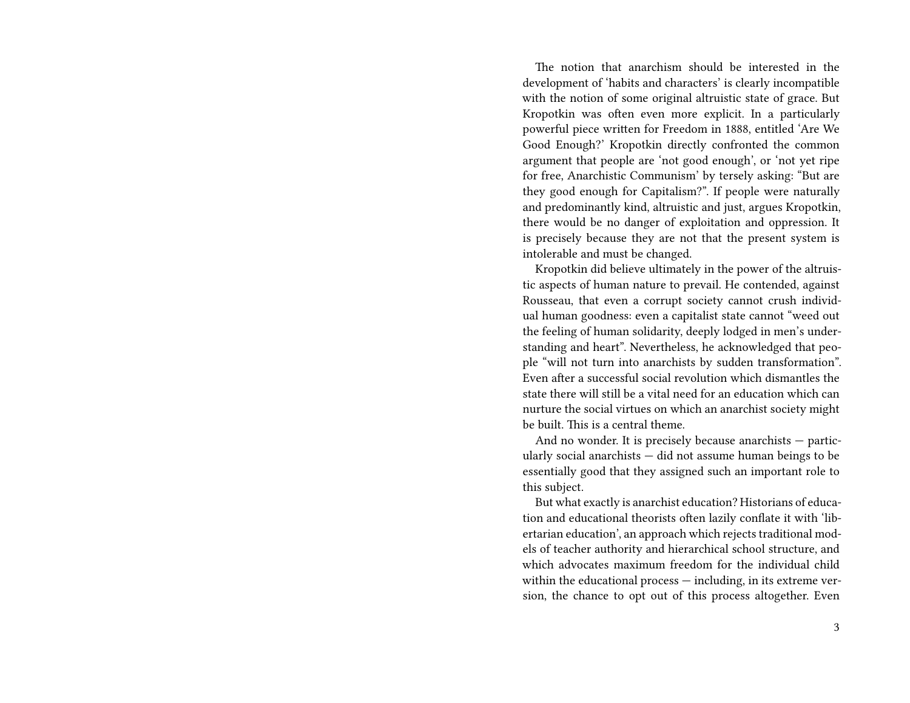The notion that anarchism should be interested in the development of 'habits and characters' is clearly incompatible with the notion of some original altruistic state of grace. But Kropotkin was often even more explicit. In a particularly powerful piece written for Freedom in 1888, entitled 'Are We Good Enough?' Kropotkin directly confronted the common argument that people are 'not good enough', or 'not yet ripe for free, Anarchistic Communism' by tersely asking: "But are they good enough for Capitalism?". If people were naturally and predominantly kind, altruistic and just, argues Kropotkin, there would be no danger of exploitation and oppression. It is precisely because they are not that the present system is intolerable and must be changed.

Kropotkin did believe ultimately in the power of the altruistic aspects of human nature to prevail. He contended, against Rousseau, that even a corrupt society cannot crush individual human goodness: even a capitalist state cannot "weed out the feeling of human solidarity, deeply lodged in men's understanding and heart". Nevertheless, he acknowledged that people "will not turn into anarchists by sudden transformation". Even after a successful social revolution which dismantles the state there will still be a vital need for an education which can nurture the social virtues on which an anarchist society might be built. This is a central theme.

And no wonder. It is precisely because anarchists — particularly social anarchists — did not assume human beings to be essentially good that they assigned such an important role to this subject.

But what exactly is anarchist education? Historians of education and educational theorists often lazily conflate it with 'libertarian education', an approach which rejects traditional models of teacher authority and hierarchical school structure, and which advocates maximum freedom for the individual child within the educational process — including, in its extreme version, the chance to opt out of this process altogether. Even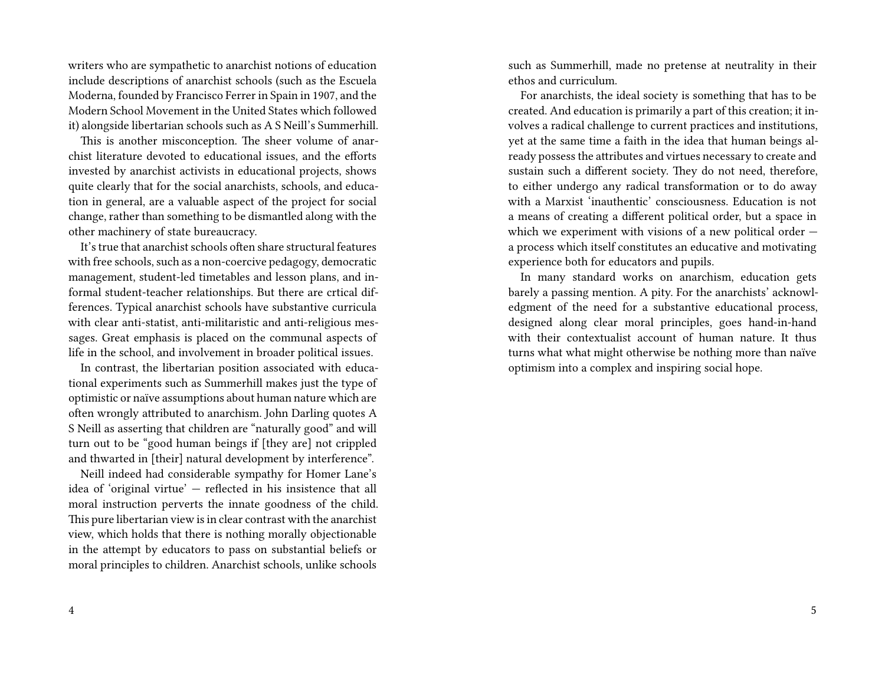writers who are sympathetic to anarchist notions of education include descriptions of anarchist schools (such as the Escuela Moderna, founded by Francisco Ferrer in Spain in 1907, and the Modern School Movement in the United States which followed it) alongside libertarian schools such as A S Neill's Summerhill.

This is another misconception. The sheer volume of anarchist literature devoted to educational issues, and the efforts invested by anarchist activists in educational projects, shows quite clearly that for the social anarchists, schools, and education in general, are a valuable aspect of the project for social change, rather than something to be dismantled along with the other machinery of state bureaucracy.

It's true that anarchist schools often share structural features with free schools, such as a non-coercive pedagogy, democratic management, student-led timetables and lesson plans, and informal student-teacher relationships. But there are crtical differences. Typical anarchist schools have substantive curricula with clear anti-statist, anti-militaristic and anti-religious messages. Great emphasis is placed on the communal aspects of life in the school, and involvement in broader political issues.

In contrast, the libertarian position associated with educational experiments such as Summerhill makes just the type of optimistic or naïve assumptions about human nature which are often wrongly attributed to anarchism. John Darling quotes A S Neill as asserting that children are "naturally good" and will turn out to be "good human beings if [they are] not crippled and thwarted in [their] natural development by interference".

Neill indeed had considerable sympathy for Homer Lane's idea of 'original virtue' — reflected in his insistence that all moral instruction perverts the innate goodness of the child. This pure libertarian view is in clear contrast with the anarchist view, which holds that there is nothing morally objectionable in the attempt by educators to pass on substantial beliefs or moral principles to children. Anarchist schools, unlike schools such as Summerhill, made no pretense at neutrality in their ethos and curriculum.

For anarchists, the ideal society is something that has to be created. And education is primarily a part of this creation; it involves a radical challenge to current practices and institutions, yet at the same time a faith in the idea that human beings already possess the attributes and virtues necessary to create and sustain such a different society. They do not need, therefore, to either undergo any radical transformation or to do away with a Marxist 'inauthentic' consciousness. Education is not a means of creating a different political order, but a space in which we experiment with visions of a new political order — a process which itself constitutes an educative and motivating experience both for educators and pupils.

In many standard works on anarchism, education gets barely a passing mention. A pity. For the anarchists' acknowledgment of the need for a substantive educational process, designed along clear moral principles, goes hand-in-hand with their contextualist account of human nature. It thus turns what what might otherwise be nothing more than naïve optimism into a complex and inspiring social hope.